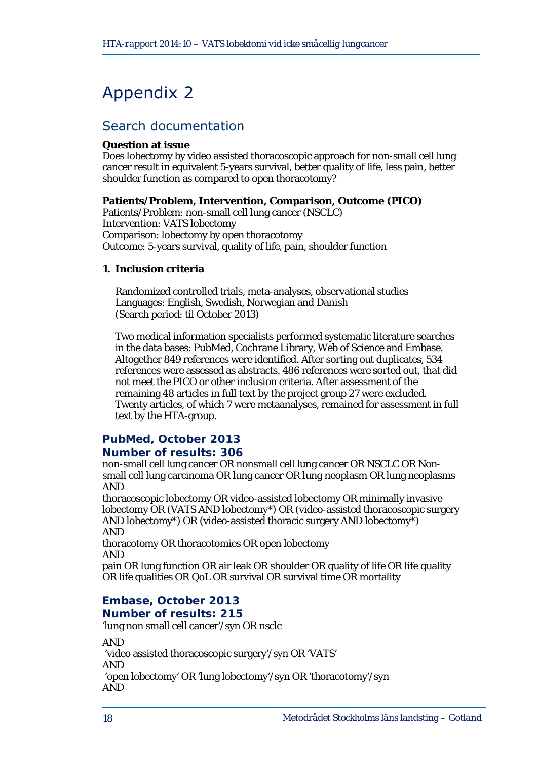# Appendix 2

## Search documentation

**Question at issue**
Does lobectomy by video assisted thoracoscopic approach for non-small cell lung cancer result in equivalent 5-years survival, better quality of life, less pain, better shoulder function as compared to open thoracotomy?

**Patients/Problem, Intervention, Comparison, Outcome (PICO)**
Patients/Problem: non-small cell lung cancer (NSCLC)
Intervention: VATS lobectomy
Comparison: lobectomy by open thoracotomy
Outcome: 5-years survival, quality of life, pain, shoulder function

1. **Inclusion criteria**

   Randomized controlled trials, meta-analyses, observational studies
   Languages: English, Swedish, Norwegian and Danish
   (Search period: til October 2013)

   Two medical information specialists performed systematic literature searches in the data bases: PubMed, Cochrane Library, Web of Science and Embase. Altogether 849 references were identified. After sorting out duplicates, 534 references were assessed as abstracts. 486 references were sorted out, that did not meet the PICO or other inclusion criteria. After assessment of the remaining 48 articles in full text by the project group 27 were excluded. Twenty articles, of which 7 were metaanalyses, remained for assessment in full text by the HTA-group.

### PubMed, October 2013
### Number of results: 306

non-small cell lung cancer OR nonsmall cell lung cancer OR NSCLC OR Non-small cell lung carcinoma OR lung cancer OR lung neoplasm OR lung neoplasms
AND
thoracoscopic lobectomy OR video-assisted lobectomy OR minimally invasive lobectomy OR (VATS AND lobectomy*) OR (video-assisted thoracoscopic surgery AND lobectomy*) OR (video-assisted thoracic surgery AND lobectomy*)
AND
thoracotomy OR thoracotomies OR open lobectomy
AND
pain OR lung function OR air leak OR shoulder OR quality of life OR life quality OR life qualities OR QoL OR survival OR survival time OR mortality

### Embase, October 2013
### Number of results: 215

'lung non small cell cancer'/syn OR nsclc

AND
'video assisted thoracoscopic surgery'/syn OR 'VATS'
AND
'open lobectomy' OR 'lung lobectomy'/syn OR 'thoracotomy'/syn
AND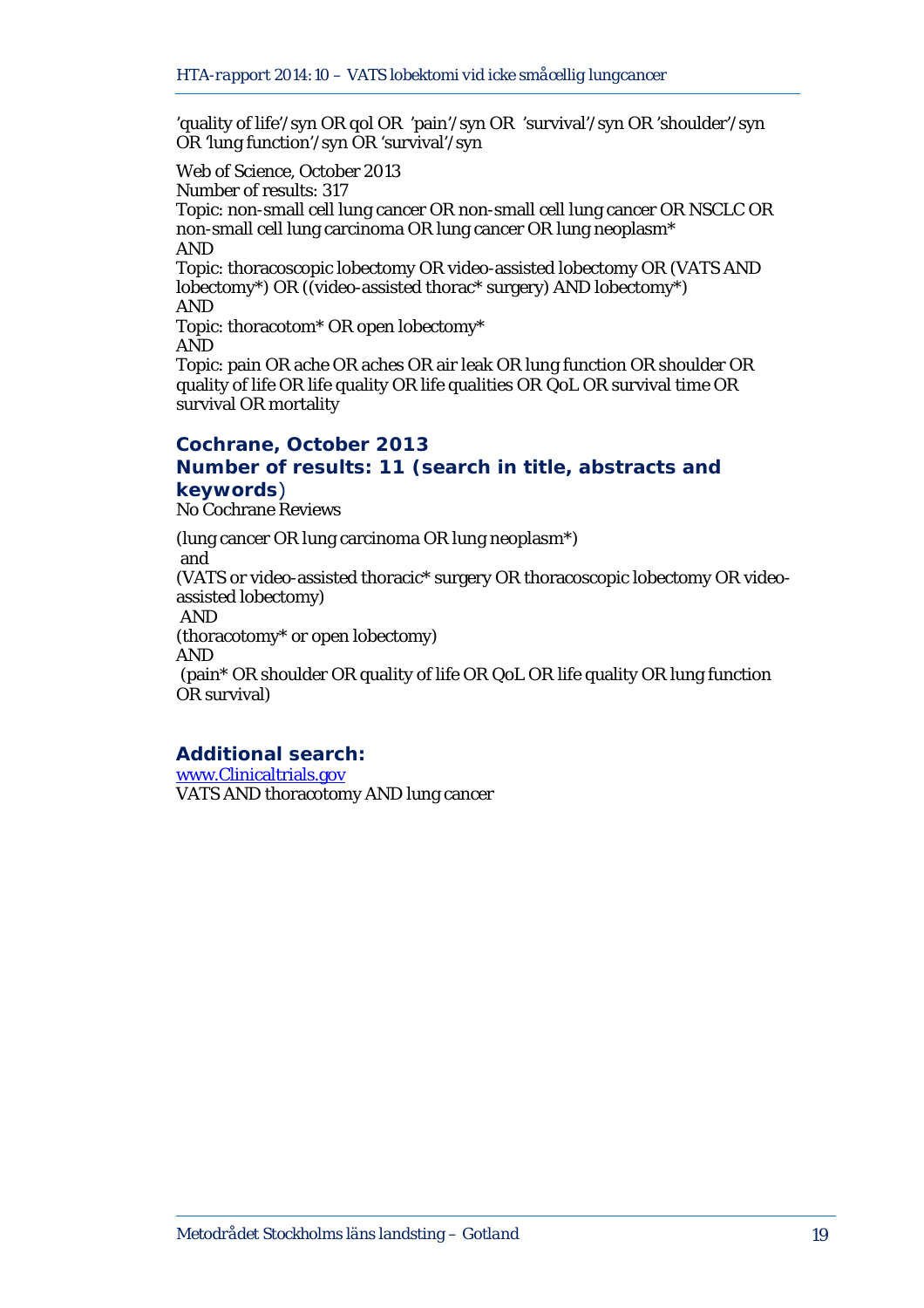'quality of life'/syn OR qol OR 'pain'/syn OR 'survival'/syn OR 'shoulder'/syn OR 'lung function'/syn OR 'survival'/syn

Web of Science, October 2013
Number of results: 317
Topic: non-small cell lung cancer OR non-small cell lung cancer OR NSCLC OR non-small cell lung carcinoma OR lung cancer OR lung neoplasm*
AND
Topic: thoracoscopic lobectomy OR video-assisted lobectomy OR (VATS AND lobectomy*) OR ((video-assisted thorac* surgery) AND lobectomy*)
AND
Topic: thoracotom* OR open lobectomy*
AND
Topic: pain OR ache OR aches OR air leak OR lung function OR shoulder OR quality of life OR life quality OR life qualities OR QoL OR survival time OR survival OR mortality

### Cochrane, October 2013
### Number of results: 11 (search in title, abstracts and keywords)

No Cochrane Reviews

(lung cancer OR lung carcinoma OR lung neoplasm*)
and
(VATS or video-assisted thoracic* surgery OR thoracoscopic lobectomy OR video-assisted lobectomy)
AND
(thoracotomy* or open lobectomy)
AND
(pain* OR shoulder OR quality of life OR QoL OR life quality OR lung function OR survival)

### Additional search:

www.Clinicaltrials.gov
VATS AND thoracotomy AND lung cancer